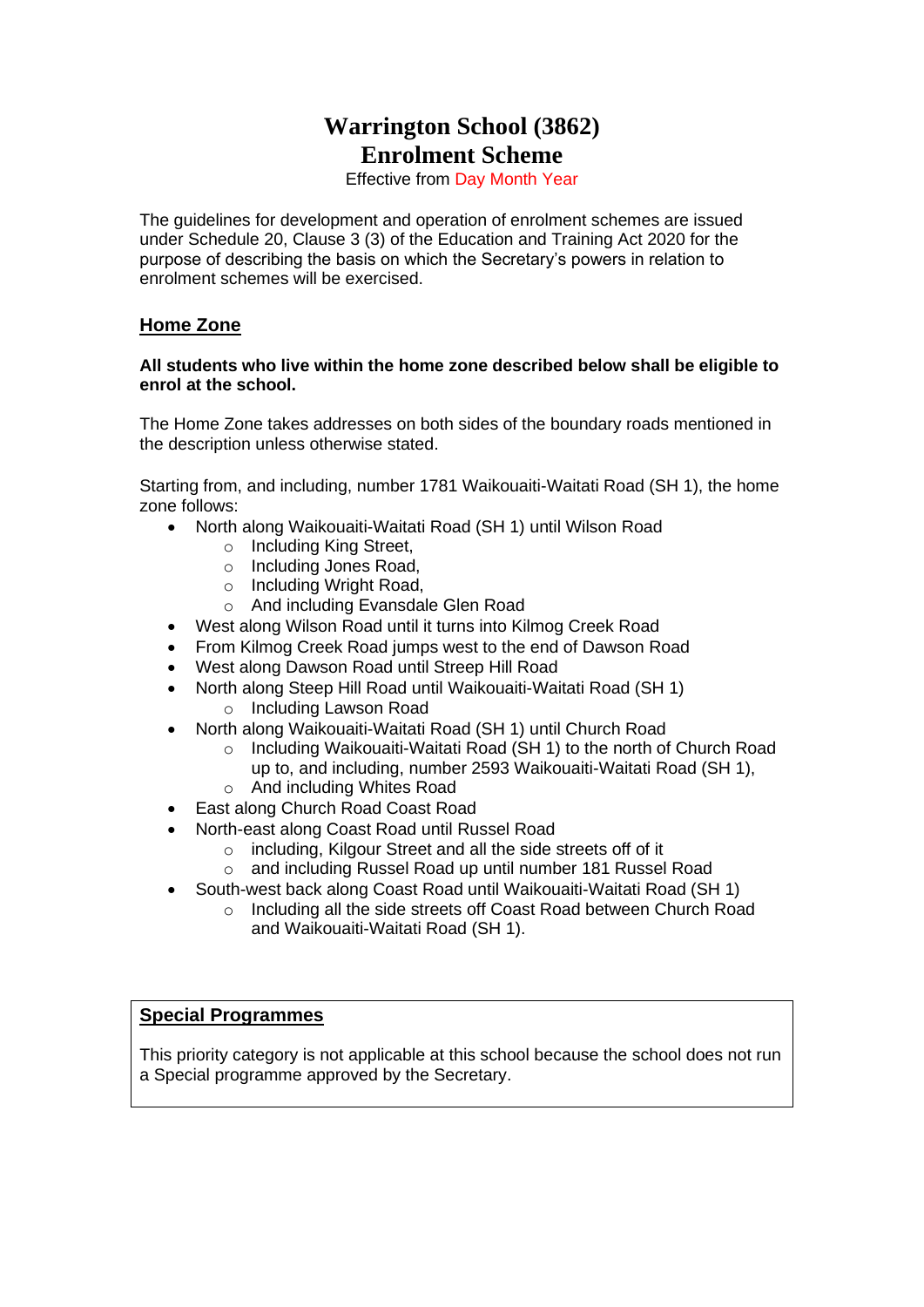# Warrington School (3862)
# Enrolment Scheme

Effective from Day Month Year

The guidelines for development and operation of enrolment schemes are issued under Schedule 20, Clause 3 (3) of the Education and Training Act 2020 for the purpose of describing the basis on which the Secretary's powers in relation to enrolment schemes will be exercised.

## Home Zone

**All students who live within the home zone described below shall be eligible to enrol at the school.**

The Home Zone takes addresses on both sides of the boundary roads mentioned in the description unless otherwise stated.

Starting from, and including, number 1781 Waikouaiti-Waitati Road (SH 1), the home zone follows:

- North along Waikouaiti-Waitati Road (SH 1) until Wilson Road
  - Including King Street,
  - Including Jones Road,
  - Including Wright Road,
  - And including Evansdale Glen Road
- West along Wilson Road until it turns into Kilmog Creek Road
- From Kilmog Creek Road jumps west to the end of Dawson Road
- West along Dawson Road until Streep Hill Road
- North along Steep Hill Road until Waikouaiti-Waitati Road (SH 1)
  - Including Lawson Road
- North along Waikouaiti-Waitati Road (SH 1) until Church Road
  - Including Waikouaiti-Waitati Road (SH 1) to the north of Church Road up to, and including, number 2593 Waikouaiti-Waitati Road (SH 1),
  - And including Whites Road
- East along Church Road Coast Road
- North-east along Coast Road until Russel Road
  - including, Kilgour Street and all the side streets off of it
  - and including Russel Road up until number 181 Russel Road
- South-west back along Coast Road until Waikouaiti-Waitati Road (SH 1)
  - Including all the side streets off Coast Road between Church Road and Waikouaiti-Waitati Road (SH 1).

## Special Programmes

This priority category is not applicable at this school because the school does not run a Special programme approved by the Secretary.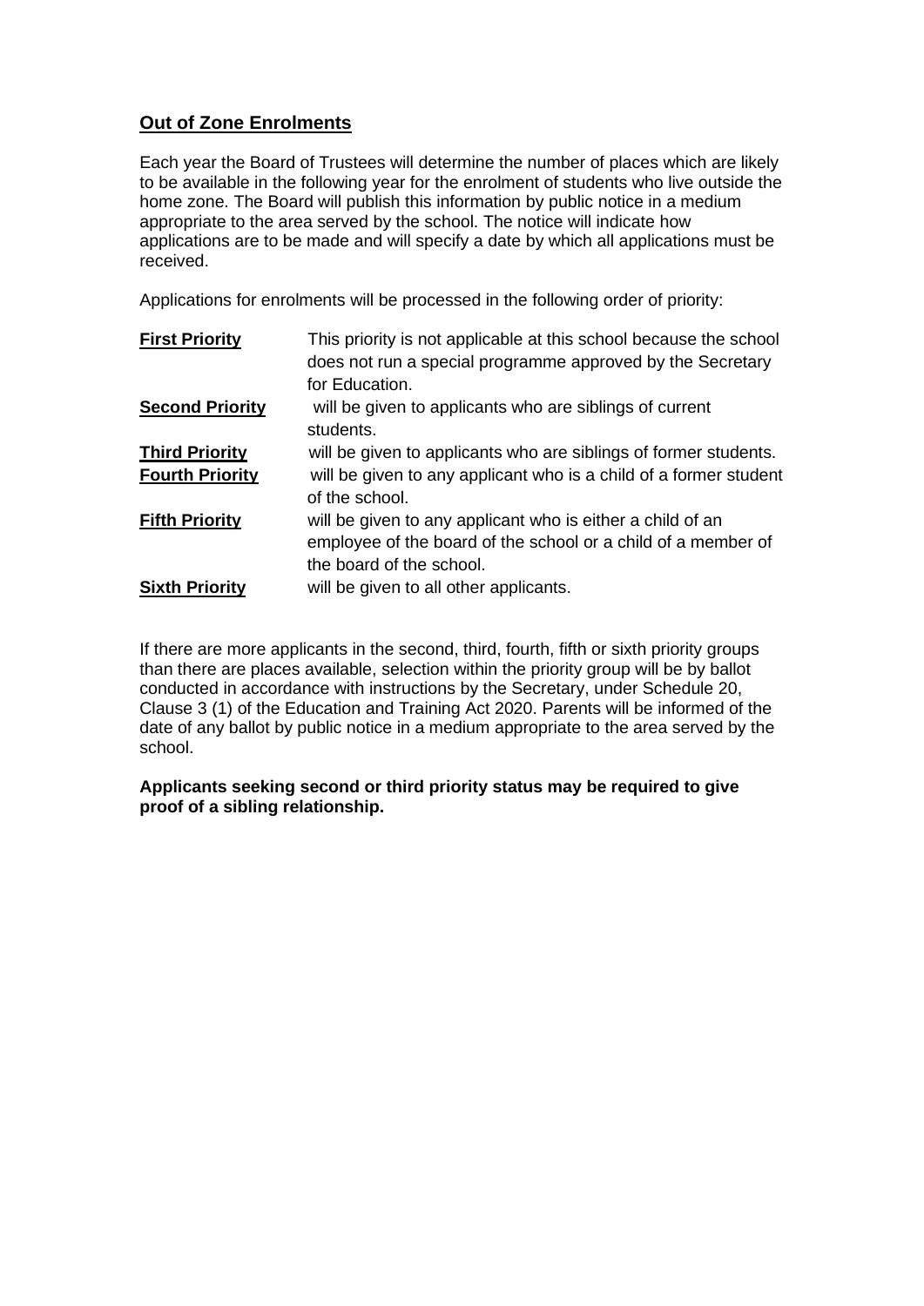## **Out of Zone Enrolments**

Each year the Board of Trustees will determine the number of places which are likely to be available in the following year for the enrolment of students who live outside the home zone. The Board will publish this information by public notice in a medium appropriate to the area served by the school. The notice will indicate how applications are to be made and will specify a date by which all applications must be received.

Applications for enrolments will be processed in the following order of priority:

| | |
|---|---|
| **First Priority** | This priority is not applicable at this school because the school does not run a special programme approved by the Secretary for Education. |
| **Second Priority** | will be given to applicants who are siblings of current students. |
| **Third Priority** | will be given to applicants who are siblings of former students. |
| **Fourth Priority** | will be given to any applicant who is a child of a former student of the school. |
| **Fifth Priority** | will be given to any applicant who is either a child of an employee of the board of the school or a child of a member of the board of the school. |
| **Sixth Priority** | will be given to all other applicants. |

If there are more applicants in the second, third, fourth, fifth or sixth priority groups than there are places available, selection within the priority group will be by ballot conducted in accordance with instructions by the Secretary, under Schedule 20, Clause 3 (1) of the Education and Training Act 2020. Parents will be informed of the date of any ballot by public notice in a medium appropriate to the area served by the school.

**Applicants seeking second or third priority status may be required to give proof of a sibling relationship.**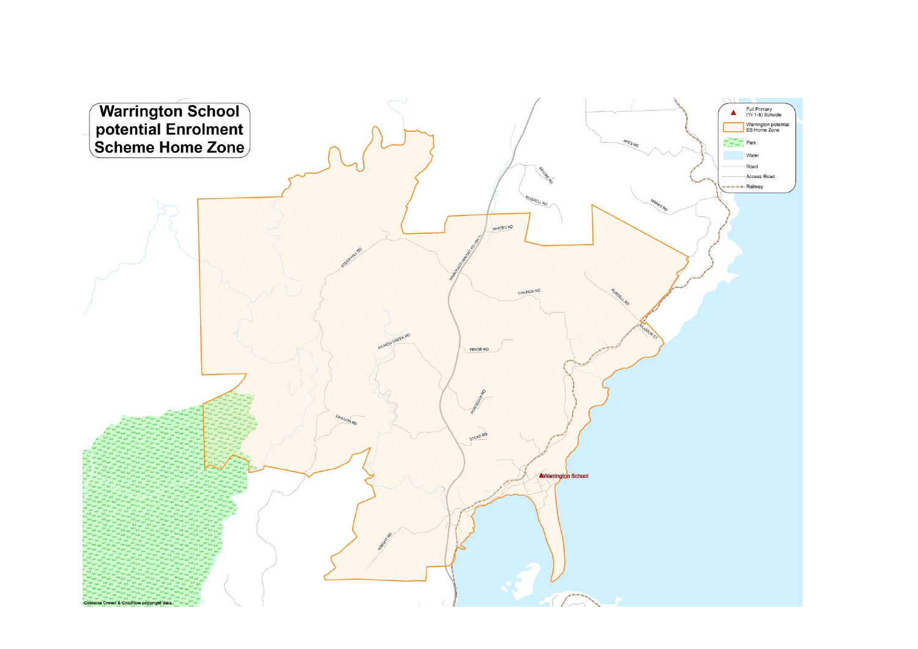# Warrington School potential Enrolment Scheme Home Zone

Full Primary (Yr 1-8) Schools

Warrington potential ES Home Zone

Park

Water

Road

Access Road

Railway

APES RD

MOORE RD

RUSSELL RD

MARKS RD

WHITES RD

WAIKOUAITI-WAITATI RD (SH 1)

STEEP HILL RD

CHURCH RD

RUSSELL RD

KILGOUR ST

KILMOG CREEK RD

PRYDE RD

PORTEOUS RD

DAWSON RD

STEAD RD

Warrington School

WRIGHT RD

Contains Crown & Critchlow copyright data.